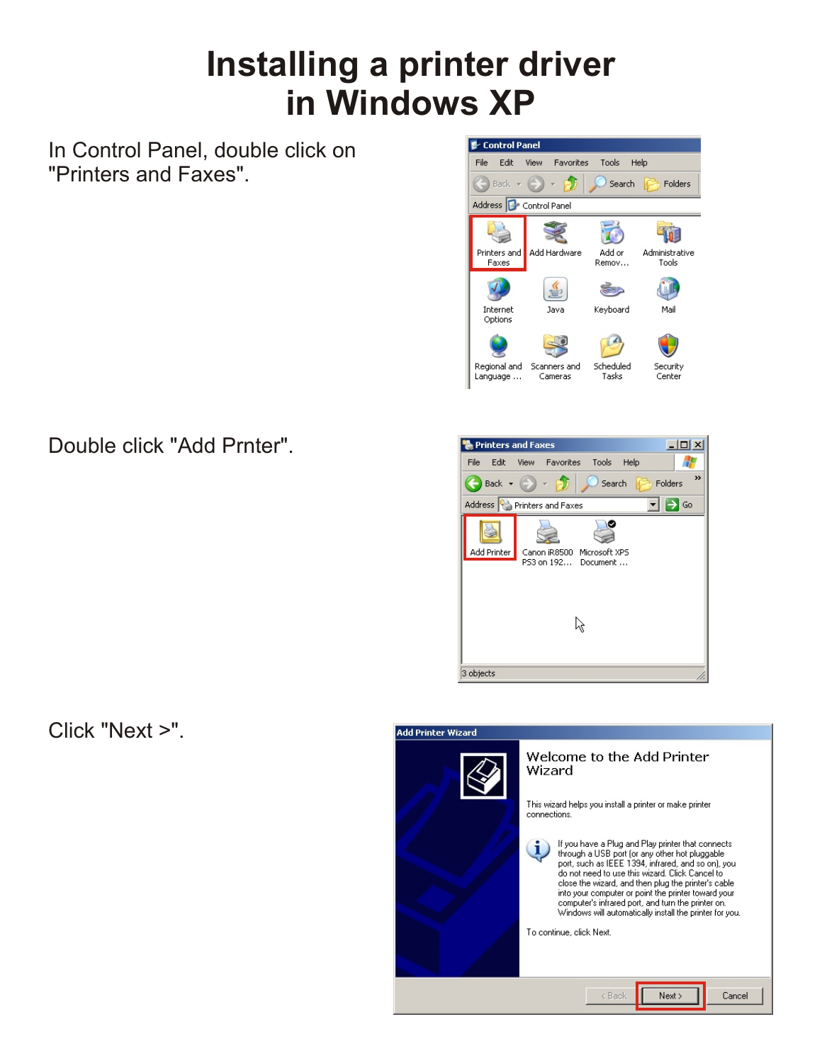# Installing a printer driver in Windows XP

In Control Panel, double click on "Printers and Faxes".

Double click "Add Prnter".

Click "Next >".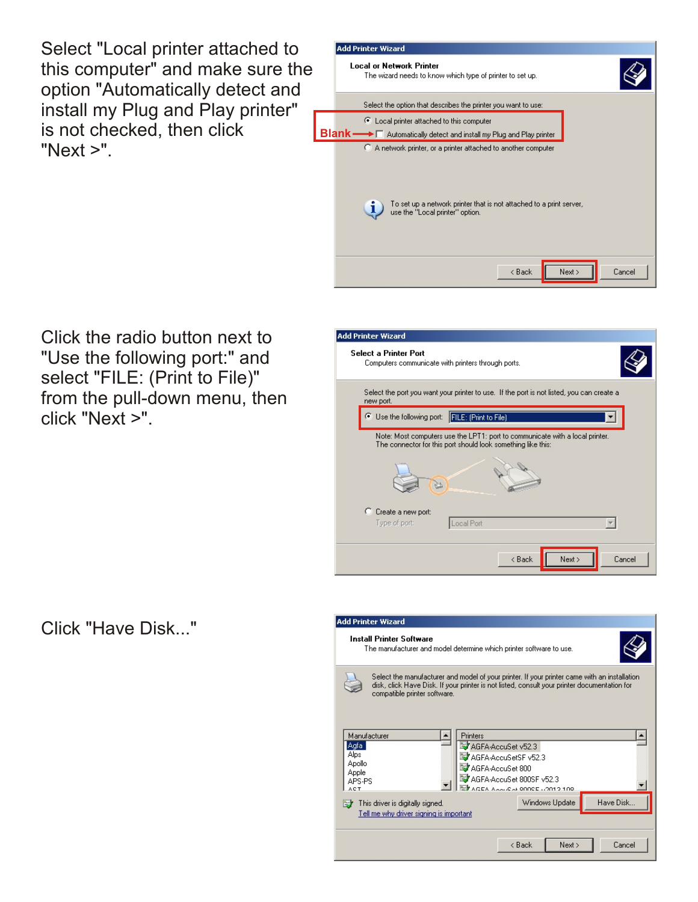Select "Local printer attached to this computer" and make sure the option "Automatically detect and install my Plug and Play printer" is not checked, then click "Next >".

Add Printer Wizard

**Local or Network Printer**
The wizard needs to know which type of printer to set up.

Select the option that describes the printer you want to use:

- Local printer attached to this computer
- Blank → Automatically detect and install my Plug and Play printer
- A network printer, or a printer attached to another computer

To set up a network printer that is not attached to a print server, use the "Local printer" option.

< Back | Next > | Cancel

Click the radio button next to "Use the following port:" and select "FILE: (Print to File)" from the pull-down menu, then click "Next >".

Add Printer Wizard

**Select a Printer Port**
Computers communicate with printers through ports.

Select the port you want your printer to use. If the port is not listed, you can create a new port.

- Use the following port: FILE: (Print to File)

Note: Most computers use the LPT1: port to communicate with a local printer. The connector for this port should look something like this:

- Create a new port:
  Type of port: Local Port

< Back | Next > | Cancel

Click "Have Disk..."

Add Printer Wizard

**Install Printer Software**
The manufacturer and model determine which printer software to use.

Select the manufacturer and model of your printer. If your printer came with an installation disk, click Have Disk. If your printer is not listed, consult your printer documentation for compatible printer software.

| Manufacturer | Printers |
|---|---|
| Agfa | AGFA-AccuSet v52.3 |
| Alps | AGFA-AccuSetSF v52.3 |
| Apollo | AGFA-AccuSet 800 |
| Apple | AGFA-AccuSet 800SF v52.3 |
| APS-PS | |

This driver is digitally signed.
Tell me why driver signing is important

Windows Update | Have Disk...

< Back | Next > | Cancel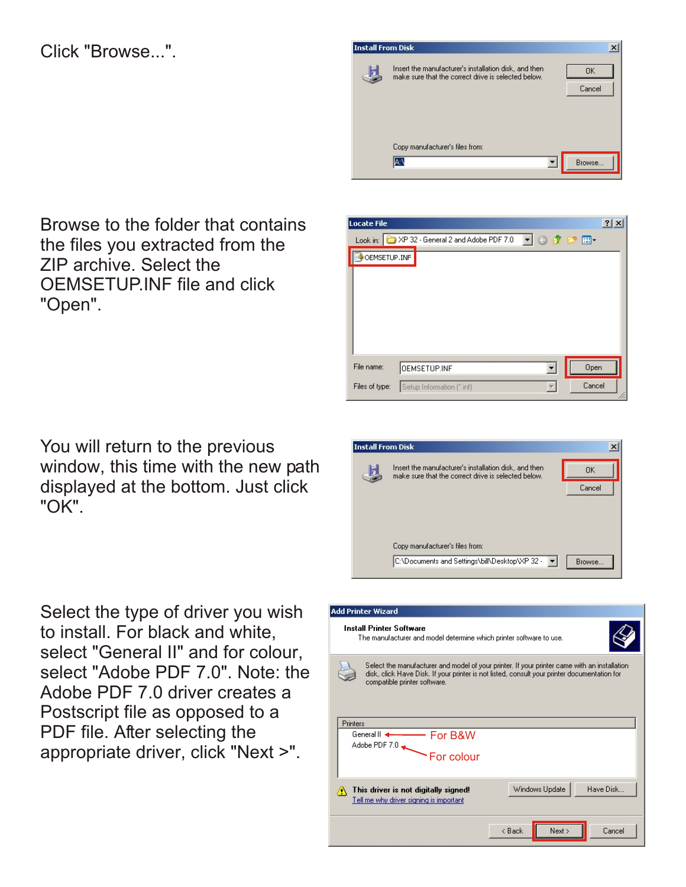Click "Browse...".

Browse to the folder that contains the files you extracted from the ZIP archive. Select the OEMSETUP.INF file and click "Open".

You will return to the previous window, this time with the new path displayed at the bottom. Just click "OK".

Select the type of driver you wish to install. For black and white, select "General II" and for colour, select "Adobe PDF 7.0". Note: the Adobe PDF 7.0 driver creates a Postscript file as opposed to a PDF file. After selecting the appropriate driver, click "Next >".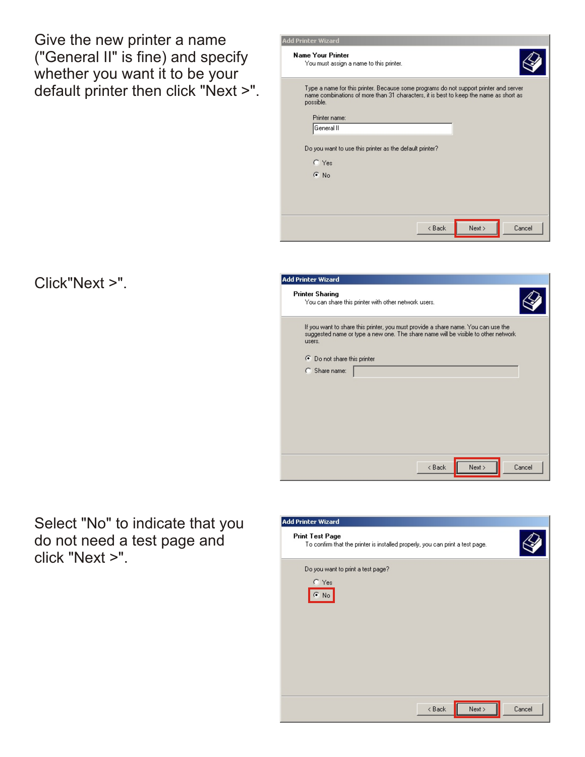Give the new printer a name ("General II" is fine) and specify whether you want it to be your default printer then click "Next >".

**Add Printer Wizard**

**Name Your Printer**
You must assign a name to this printer.

Type a name for this printer. Because some programs do not support printer and server name combinations of more than 31 characters, it is best to keep the name as short as possible.

Printer name:
General II

Do you want to use this printer as the default printer?

- Yes
- No

< Back | Next > | Cancel

Click"Next >".

**Add Printer Wizard**

**Printer Sharing**
You can share this printer with other network users.

If you want to share this printer, you must provide a share name. You can use the suggested name or type a new one. The share name will be visible to other network users.

- Do not share this printer
- Share name:

< Back | Next > | Cancel

Select "No" to indicate that you do not need a test page and click "Next >".

**Add Printer Wizard**

**Print Test Page**
To confirm that the printer is installed properly, you can print a test page.

Do you want to print a test page?

- Yes
- No

< Back | Next > | Cancel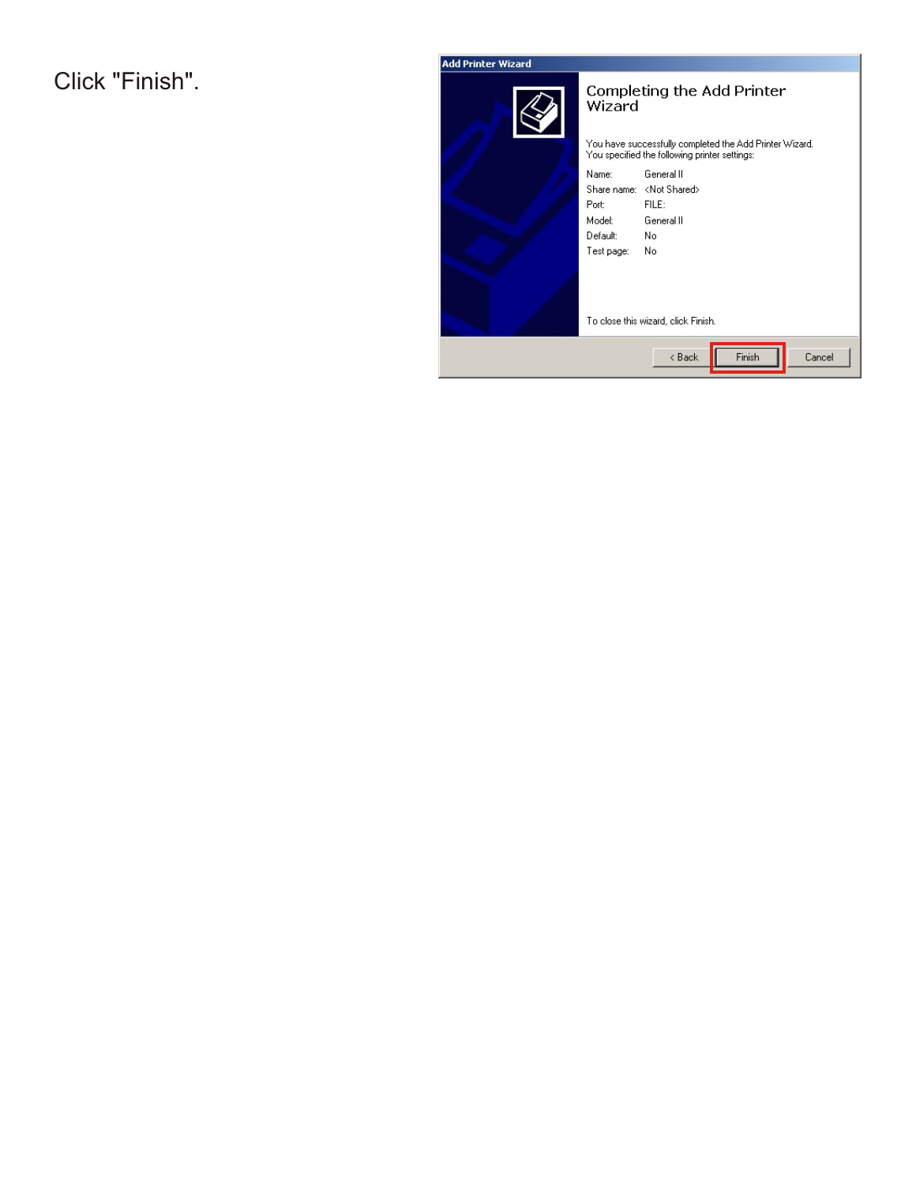Click "Finish".